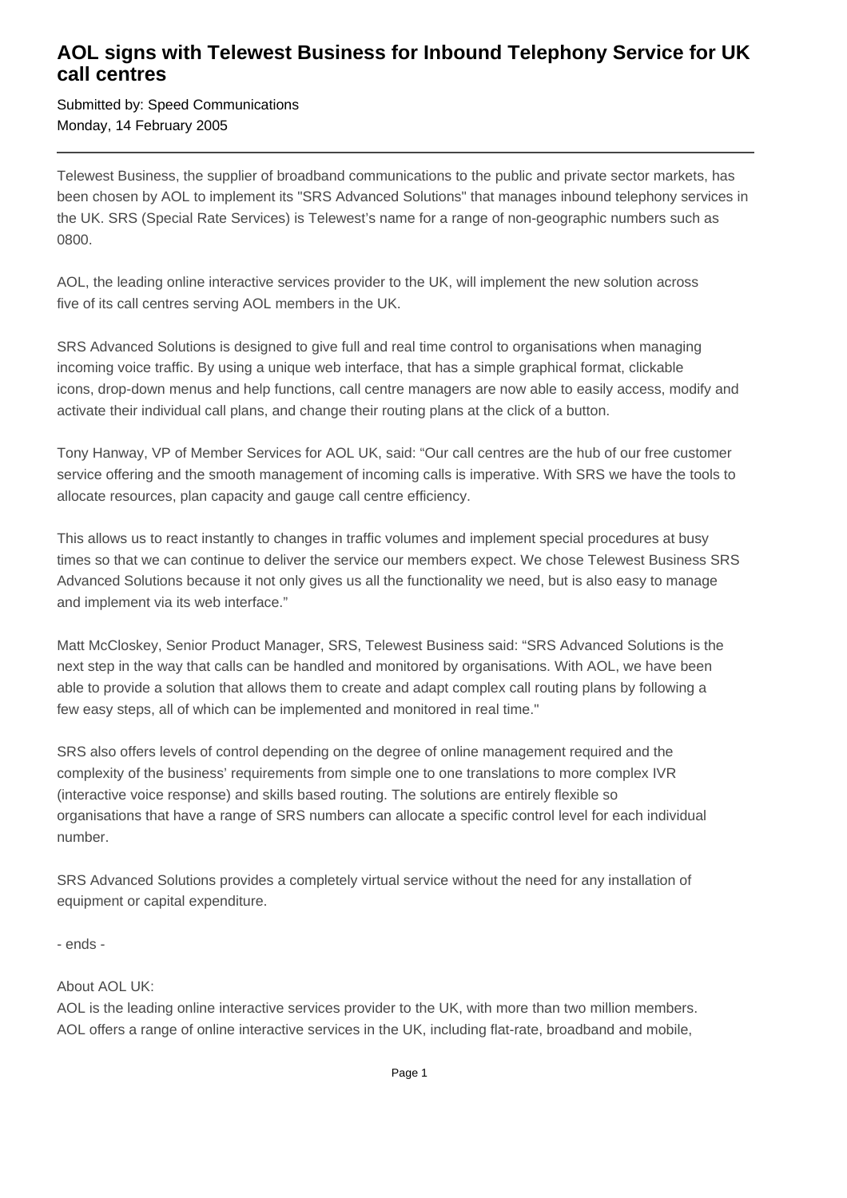# AOL signs with Telewest Business for Inbound Telephony Service for UK call centres

Submitted by: Speed Communications
Monday, 14 February 2005

---

Telewest Business, the supplier of broadband communications to the public and private sector markets, has been chosen by AOL to implement its "SRS Advanced Solutions" that manages inbound telephony services in the UK. SRS (Special Rate Services) is Telewest's name for a range of non-geographic numbers such as 0800.

AOL, the leading online interactive services provider to the UK, will implement the new solution across five of its call centres serving AOL members in the UK.

SRS Advanced Solutions is designed to give full and real time control to organisations when managing incoming voice traffic. By using a unique web interface, that has a simple graphical format, clickable icons, drop-down menus and help functions, call centre managers are now able to easily access, modify and activate their individual call plans, and change their routing plans at the click of a button.

Tony Hanway, VP of Member Services for AOL UK, said: "Our call centres are the hub of our free customer service offering and the smooth management of incoming calls is imperative. With SRS we have the tools to allocate resources, plan capacity and gauge call centre efficiency.

This allows us to react instantly to changes in traffic volumes and implement special procedures at busy times so that we can continue to deliver the service our members expect. We chose Telewest Business SRS Advanced Solutions because it not only gives us all the functionality we need, but is also easy to manage and implement via its web interface."

Matt McCloskey, Senior Product Manager, SRS, Telewest Business said: "SRS Advanced Solutions is the next step in the way that calls can be handled and monitored by organisations. With AOL, we have been able to provide a solution that allows them to create and adapt complex call routing plans by following a few easy steps, all of which can be implemented and monitored in real time."

SRS also offers levels of control depending on the degree of online management required and the complexity of the business' requirements from simple one to one translations to more complex IVR (interactive voice response) and skills based routing. The solutions are entirely flexible so organisations that have a range of SRS numbers can allocate a specific control level for each individual number.

SRS Advanced Solutions provides a completely virtual service without the need for any installation of equipment or capital expenditure.

- ends -

About AOL UK:
AOL is the leading online interactive services provider to the UK, with more than two million members. AOL offers a range of online interactive services in the UK, including flat-rate, broadband and mobile,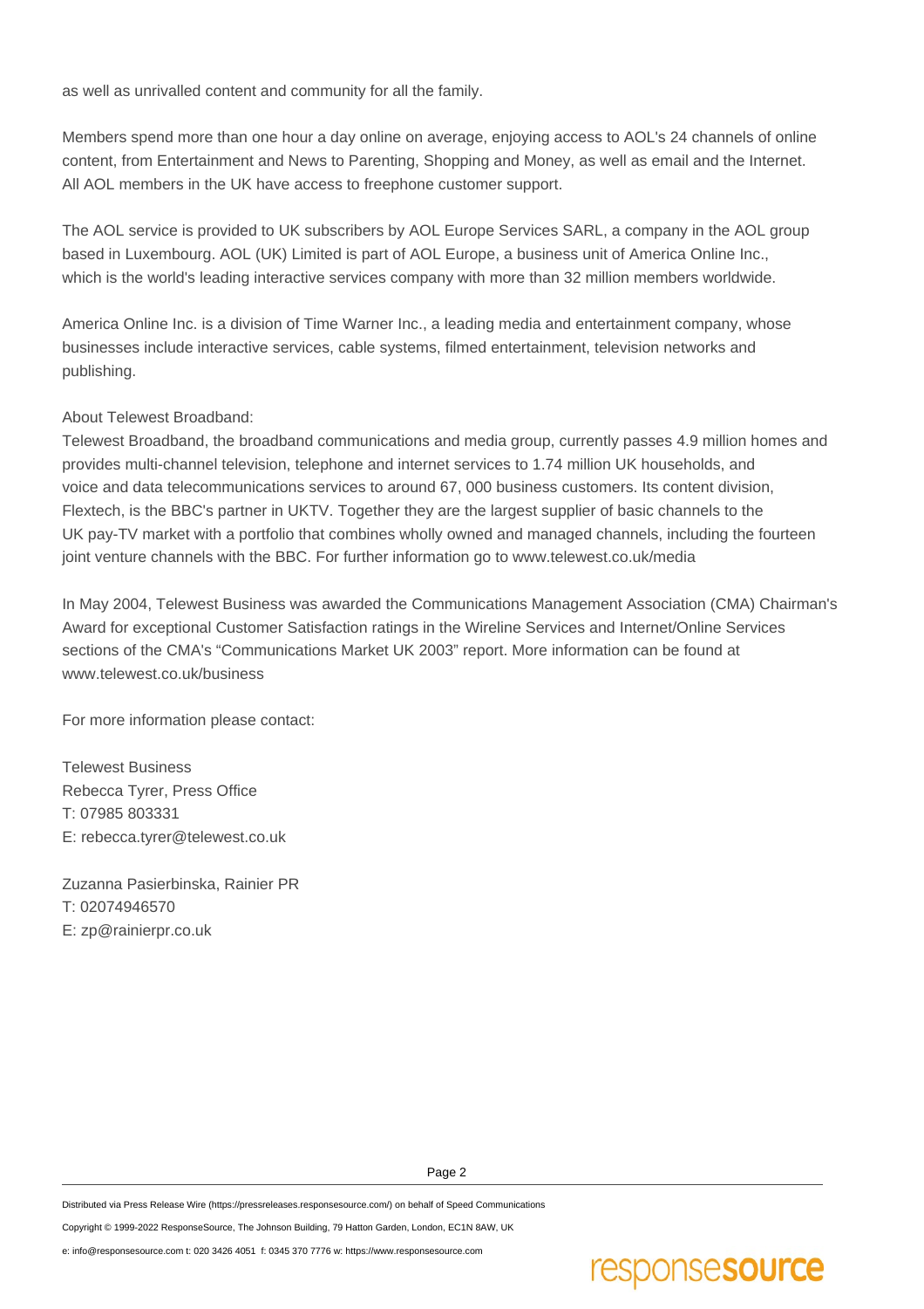as well as unrivalled content and community for all the family.

Members spend more than one hour a day online on average, enjoying access to AOL's 24 channels of online content, from Entertainment and News to Parenting, Shopping and Money, as well as email and the Internet. All AOL members in the UK have access to freephone customer support.

The AOL service is provided to UK subscribers by AOL Europe Services SARL, a company in the AOL group based in Luxembourg. AOL (UK) Limited is part of AOL Europe, a business unit of America Online Inc., which is the world's leading interactive services company with more than 32 million members worldwide.

America Online Inc. is a division of Time Warner Inc., a leading media and entertainment company, whose businesses include interactive services, cable systems, filmed entertainment, television networks and publishing.

About Telewest Broadband:
Telewest Broadband, the broadband communications and media group, currently passes 4.9 million homes and provides multi-channel television, telephone and internet services to 1.74 million UK households, and voice and data telecommunications services to around 67, 000 business customers. Its content division, Flextech, is the BBC's partner in UKTV. Together they are the largest supplier of basic channels to the UK pay-TV market with a portfolio that combines wholly owned and managed channels, including the fourteen joint venture channels with the BBC. For further information go to www.telewest.co.uk/media

In May 2004, Telewest Business was awarded the Communications Management Association (CMA) Chairman's Award for exceptional Customer Satisfaction ratings in the Wireline Services and Internet/Online Services sections of the CMA's “Communications Market UK 2003” report. More information can be found at www.telewest.co.uk/business

For more information please contact:

Telewest Business
Rebecca Tyrer, Press Office
T: 07985 803331
E: rebecca.tyrer@telewest.co.uk

Zuzanna Pasierbinska, Rainier PR
T: 02074946570
E: zp@rainierpr.co.uk